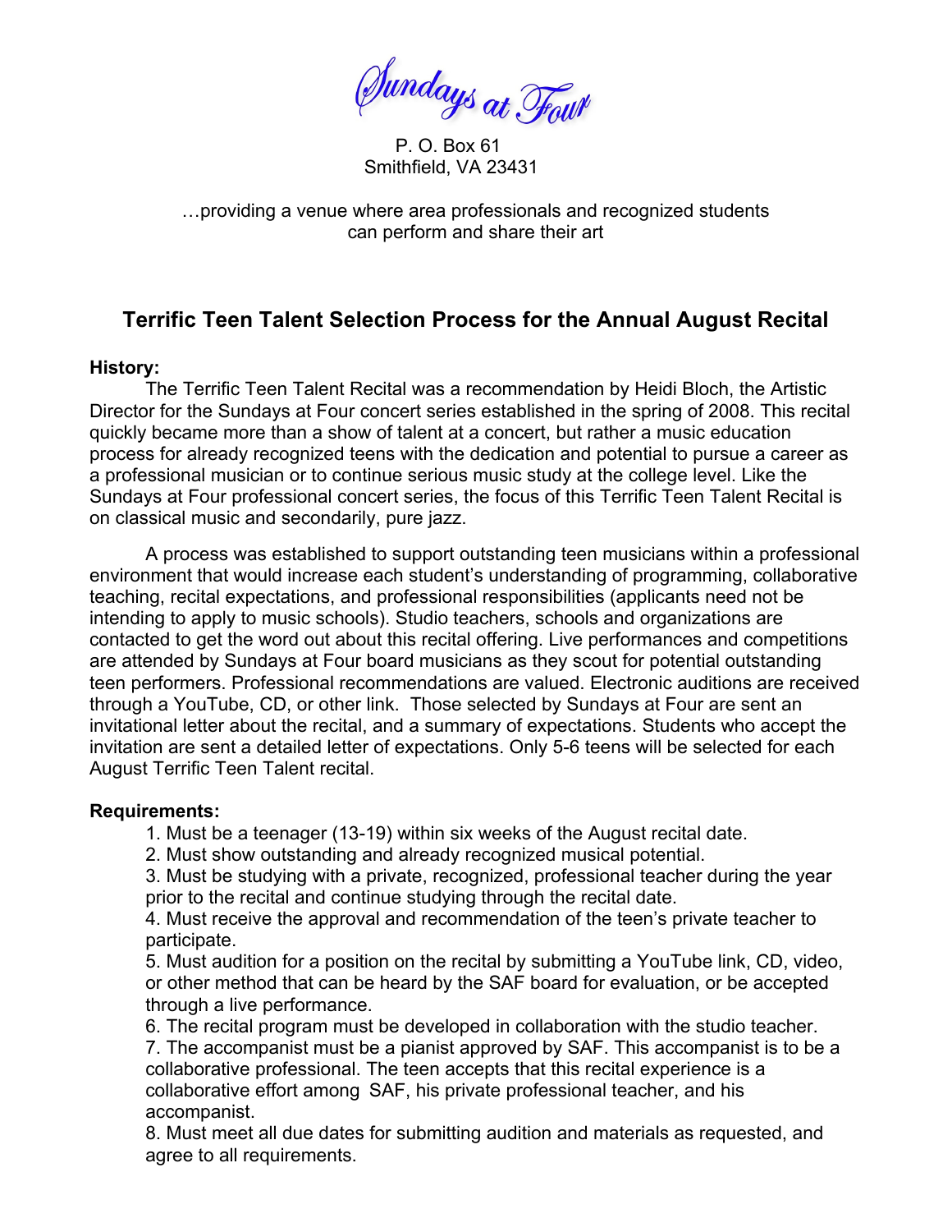*Sundays at Four*

P. O. Box 61
Smithfield, VA 23431

…providing a venue where area professionals and recognized students can perform and share their art

## Terrific Teen Talent Selection Process for the Annual August Recital

**History:**

The Terrific Teen Talent Recital was a recommendation by Heidi Bloch, the Artistic Director for the Sundays at Four concert series established in the spring of 2008. This recital quickly became more than a show of talent at a concert, but rather a music education process for already recognized teens with the dedication and potential to pursue a career as a professional musician or to continue serious music study at the college level. Like the Sundays at Four professional concert series, the focus of this Terrific Teen Talent Recital is on classical music and secondarily, pure jazz.

A process was established to support outstanding teen musicians within a professional environment that would increase each student's understanding of programming, collaborative teaching, recital expectations, and professional responsibilities (applicants need not be intending to apply to music schools). Studio teachers, schools and organizations are contacted to get the word out about this recital offering. Live performances and competitions are attended by Sundays at Four board musicians as they scout for potential outstanding teen performers. Professional recommendations are valued. Electronic auditions are received through a YouTube, CD, or other link. Those selected by Sundays at Four are sent an invitational letter about the recital, and a summary of expectations. Students who accept the invitation are sent a detailed letter of expectations. Only 5-6 teens will be selected for each August Terrific Teen Talent recital.

**Requirements:**

1. Must be a teenager (13-19) within six weeks of the August recital date.
2. Must show outstanding and already recognized musical potential.
3. Must be studying with a private, recognized, professional teacher during the year prior to the recital and continue studying through the recital date.
4. Must receive the approval and recommendation of the teen's private teacher to participate.
5. Must audition for a position on the recital by submitting a YouTube link, CD, video, or other method that can be heard by the SAF board for evaluation, or be accepted through a live performance.
6. The recital program must be developed in collaboration with the studio teacher.
7. The accompanist must be a pianist approved by SAF. This accompanist is to be a collaborative professional. The teen accepts that this recital experience is a collaborative effort among SAF, his private professional teacher, and his accompanist.
8. Must meet all due dates for submitting audition and materials as requested, and agree to all requirements.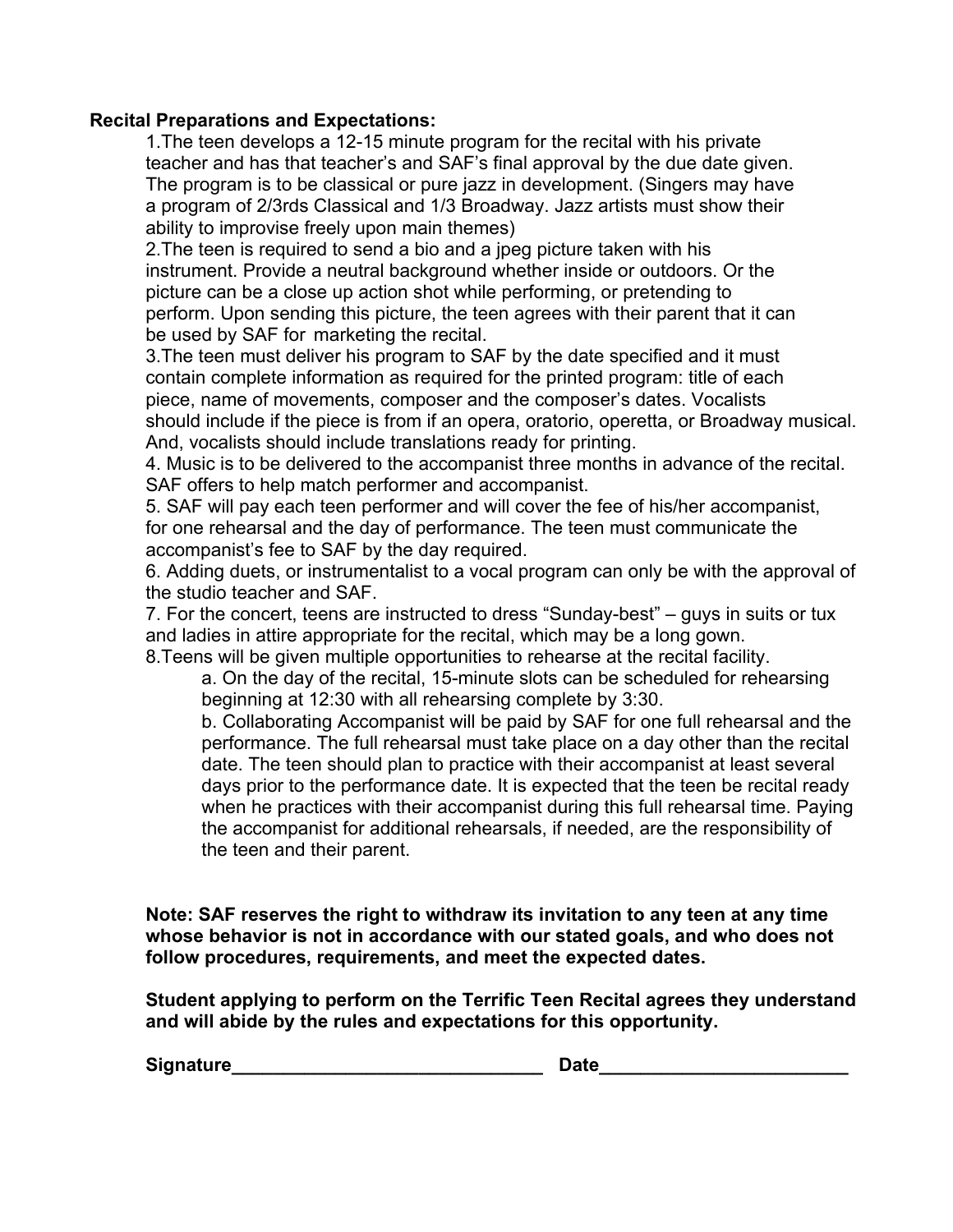**Recital Preparations and Expectations:**

1. The teen develops a 12-15 minute program for the recital with his private teacher and has that teacher's and SAF's final approval by the due date given. The program is to be classical or pure jazz in development. (Singers may have a program of 2/3rds Classical and 1/3 Broadway. Jazz artists must show their ability to improvise freely upon main themes)
2. The teen is required to send a bio and a jpeg picture taken with his instrument. Provide a neutral background whether inside or outdoors. Or the picture can be a close up action shot while performing, or pretending to perform. Upon sending this picture, the teen agrees with their parent that it can be used by SAF for marketing the recital.
3. The teen must deliver his program to SAF by the date specified and it must contain complete information as required for the printed program: title of each piece, name of movements, composer and the composer's dates. Vocalists should include if the piece is from if an opera, oratorio, operetta, or Broadway musical. And, vocalists should include translations ready for printing.
4. Music is to be delivered to the accompanist three months in advance of the recital. SAF offers to help match performer and accompanist.
5. SAF will pay each teen performer and will cover the fee of his/her accompanist, for one rehearsal and the day of performance. The teen must communicate the accompanist's fee to SAF by the day required.
6. Adding duets, or instrumentalist to a vocal program can only be with the approval of the studio teacher and SAF.
7. For the concert, teens are instructed to dress "Sunday-best" – guys in suits or tux and ladies in attire appropriate for the recital, which may be a long gown.
8. Teens will be given multiple opportunities to rehearse at the recital facility.
   a. On the day of the recital, 15-minute slots can be scheduled for rehearsing beginning at 12:30 with all rehearsing complete by 3:30.
   b. Collaborating Accompanist will be paid by SAF for one full rehearsal and the performance. The full rehearsal must take place on a day other than the recital date. The teen should plan to practice with their accompanist at least several days prior to the performance date. It is expected that the teen be recital ready when he practices with their accompanist during this full rehearsal time. Paying the accompanist for additional rehearsals, if needed, are the responsibility of the teen and their parent.

**Note: SAF reserves the right to withdraw its invitation to any teen at any time whose behavior is not in accordance with our stated goals, and who does not follow procedures, requirements, and meet the expected dates.**

**Student applying to perform on the Terrific Teen Recital agrees they understand and will abide by the rules and expectations for this opportunity.**

**Signature**______________________________ **Date**________________________